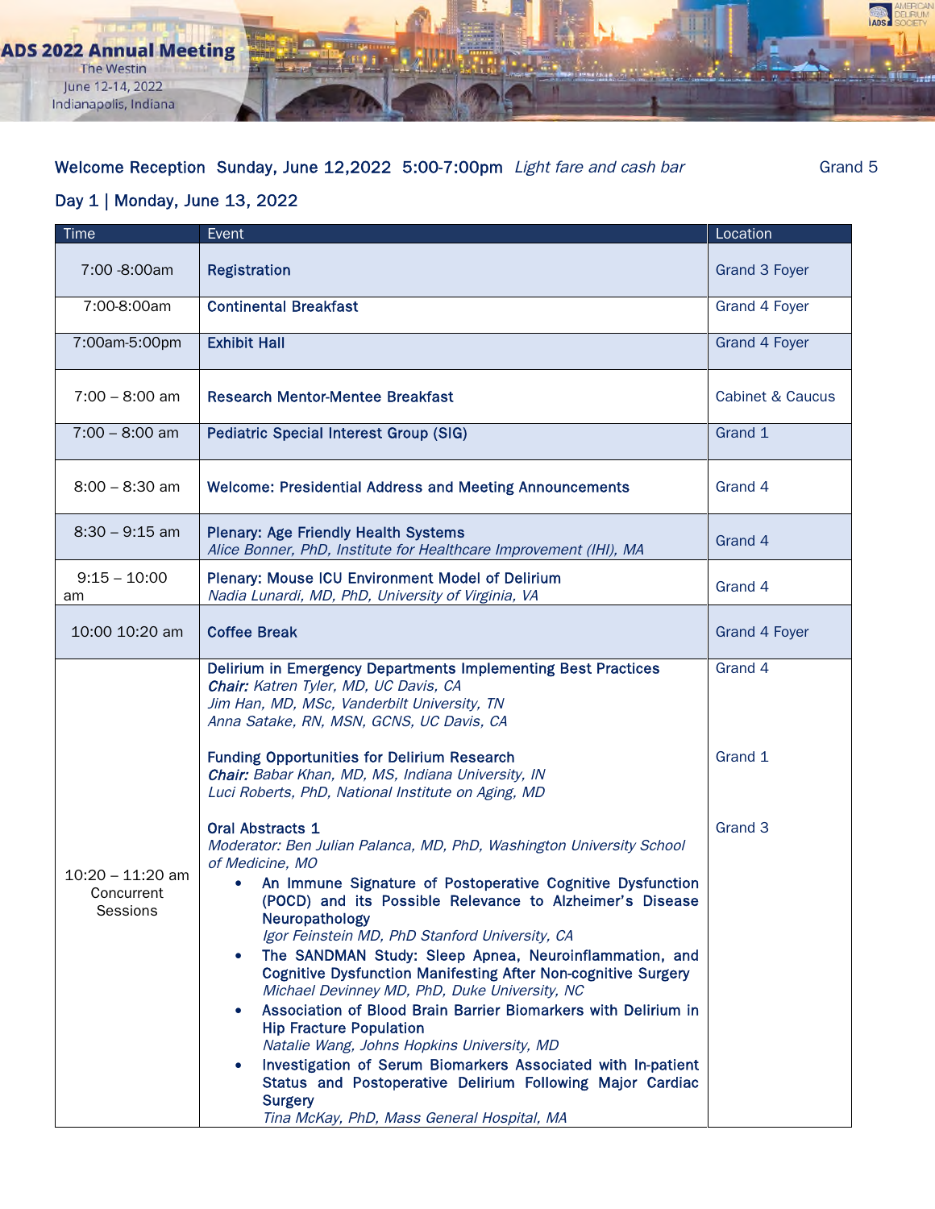# ADS 2022 Annual Meeting

The Westin
June 12-14, 2022
Indianapolis, Indiana

**Welcome Reception** Sunday, June 12,2022 5:00-7:00pm *Light fare and cash bar* Grand 5

## Day 1 | Monday, June 13, 2022

| Time | Event | Location |
|---|---|---|
| 7:00 -8:00am | Registration | Grand 3 Foyer |
| 7:00-8:00am | Continental Breakfast | Grand 4 Foyer |
| 7:00am-5:00pm | Exhibit Hall | Grand 4 Foyer |
| 7:00 – 8:00 am | Research Mentor-Mentee Breakfast | Cabinet & Caucus |
| 7:00 – 8:00 am | Pediatric Special Interest Group (SIG) | Grand 1 |
| 8:00 – 8:30 am | Welcome: Presidential Address and Meeting Announcements | Grand 4 |
| 8:30 – 9:15 am | Plenary: Age Friendly Health Systems<br>*Alice Bonner, PhD, Institute for Healthcare Improvement (IHI), MA* | Grand 4 |
| 9:15 – 10:00 am | Plenary: Mouse ICU Environment Model of Delirium<br>*Nadia Lunardi, MD, PhD, University of Virginia, VA* | Grand 4 |
| 10:00 10:20 am | Coffee Break | Grand 4 Foyer |
| 10:20 – 11:20 am Concurrent Sessions | Delirium in Emergency Departments Implementing Best Practices<br>***Chair:*** *Katren Tyler, MD, UC Davis, CA*<br>*Jim Han, MD, MSc, Vanderbilt University, TN*<br>*Anna Satake, RN, MSN, GCNS, UC Davis, CA* | Grand 4 |
| | Funding Opportunities for Delirium Research<br>***Chair:*** *Babar Khan, MD, MS, Indiana University, IN*<br>*Luci Roberts, PhD, National Institute on Aging, MD* | Grand 1 |
| | Oral Abstracts 1<br>*Moderator: Ben Julian Palanca, MD, PhD, Washington University School of Medicine, MO*<br>• An Immune Signature of Postoperative Cognitive Dysfunction (POCD) and its Possible Relevance to Alzheimer's Disease Neuropathology<br>*Igor Feinstein MD, PhD Stanford University, CA*<br>• The SANDMAN Study: Sleep Apnea, Neuroinflammation, and Cognitive Dysfunction Manifesting After Non-cognitive Surgery<br>*Michael Devinney MD, PhD, Duke University, NC*<br>• Association of Blood Brain Barrier Biomarkers with Delirium in Hip Fracture Population<br>*Natalie Wang, Johns Hopkins University, MD*<br>• Investigation of Serum Biomarkers Associated with In-patient Status and Postoperative Delirium Following Major Cardiac Surgery<br>*Tina McKay, PhD, Mass General Hospital, MA* | Grand 3 |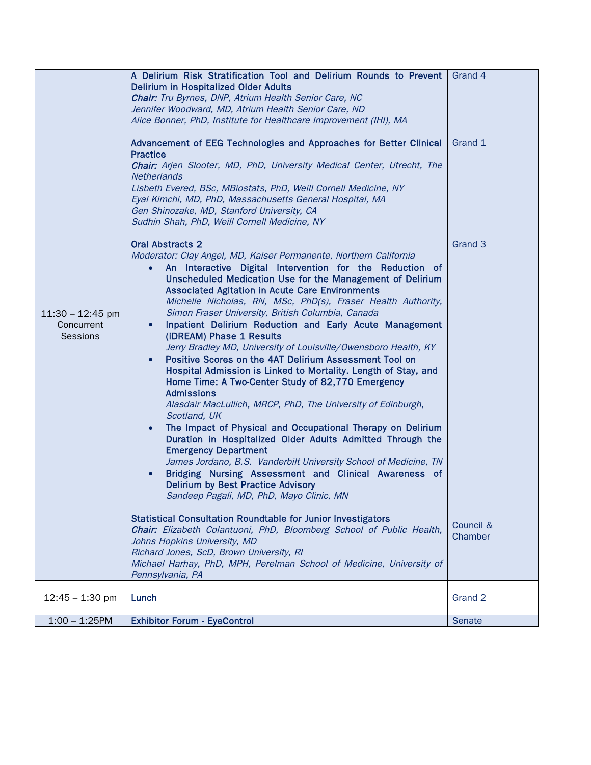| | | |
|---|---|---|
| 11:30 – 12:45 pm Concurrent Sessions | **A Delirium Risk Stratification Tool and Delirium Rounds to Prevent Delirium in Hospitalized Older Adults**<br>***Chair:*** *Tru Byrnes, DNP, Atrium Health Senior Care, NC*<br>*Jennifer Woodward, MD, Atrium Health Senior Care, ND*<br>*Alice Bonner, PhD, Institute for Healthcare Improvement (IHI), MA* | Grand 4 |
| | **Advancement of EEG Technologies and Approaches for Better Clinical Practice**<br>***Chair:*** *Arjen Slooter, MD, PhD, University Medical Center, Utrecht, The Netherlands*<br>*Lisbeth Evered, BSc, MBiostats, PhD, Weill Cornell Medicine, NY*<br>*Eyal Kimchi, MD, PhD, Massachusetts General Hospital, MA*<br>*Gen Shinozake, MD, Stanford University, CA*<br>*Sudhin Shah, PhD, Weill Cornell Medicine, NY* | Grand 1 |
| | **Oral Abstracts 2**<br>*Moderator: Clay Angel, MD, Kaiser Permanente, Northern California*<br>• **An Interactive Digital Intervention for the Reduction of Unscheduled Medication Use for the Management of Delirium Associated Agitation in Acute Care Environments**<br>*Michelle Nicholas, RN, MSc, PhD(s), Fraser Health Authority, Simon Fraser University, British Columbia, Canada*<br>• **Inpatient Delirium Reduction and Early Acute Management (iDREAM) Phase 1 Results**<br>*Jerry Bradley MD, University of Louisville/Owensboro Health, KY*<br>• **Positive Scores on the 4AT Delirium Assessment Tool on Hospital Admission is Linked to Mortality. Length of Stay, and Home Time: A Two-Center Study of 82,770 Emergency Admissions**<br>*Alasdair MacLullich, MRCP, PhD, The University of Edinburgh, Scotland, UK*<br>• **The Impact of Physical and Occupational Therapy on Delirium Duration in Hospitalized Older Adults Admitted Through the Emergency Department**<br>*James Jordano, B.S. Vanderbilt University School of Medicine, TN*<br>• **Bridging Nursing Assessment and Clinical Awareness of Delirium by Best Practice Advisory**<br>*Sandeep Pagali, MD, PhD, Mayo Clinic, MN* | Grand 3 |
| | **Statistical Consultation Roundtable for Junior Investigators**<br>***Chair:*** *Elizabeth Colantuoni, PhD, Bloomberg School of Public Health, Johns Hopkins University, MD*<br>*Richard Jones, ScD, Brown University, RI*<br>*Michael Harhay, PhD, MPH, Perelman School of Medicine, University of Pennsylvania, PA* | Council & Chamber |
| 12:45 – 1:30 pm | **Lunch** | Grand 2 |
| 1:00 – 1:25PM | **Exhibitor Forum - EyeControl** | Senate |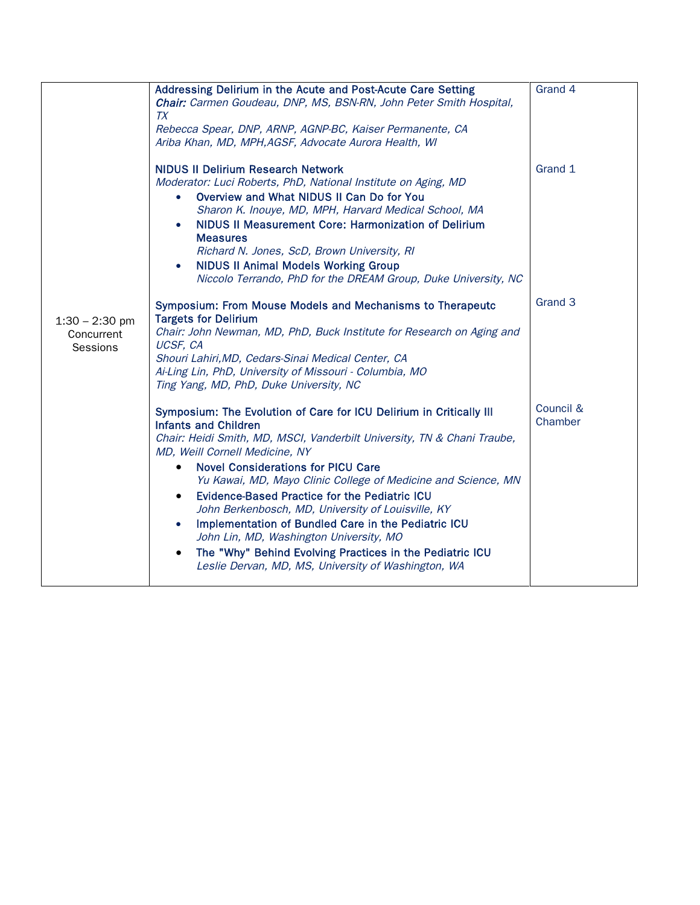| | | |
|---|---|---|
| 1:30 – 2:30 pm Concurrent Sessions | **Addressing Delirium in the Acute and Post-Acute Care Setting**<br>***Chair:*** *Carmen Goudeau, DNP, MS, BSN-RN, John Peter Smith Hospital, TX*<br>*Rebecca Spear, DNP, ARNP, AGNP-BC, Kaiser Permanente, CA*<br>*Ariba Khan, MD, MPH,AGSF, Advocate Aurora Health, WI* | Grand 4 |
| | **NIDUS II Delirium Research Network**<br>*Moderator: Luci Roberts, PhD, National Institute on Aging, MD*<br>• **Overview and What NIDUS II Can Do for You**<br>*Sharon K. Inouye, MD, MPH, Harvard Medical School, MA*<br>• **NIDUS II Measurement Core: Harmonization of Delirium Measures**<br>*Richard N. Jones, ScD, Brown University, RI*<br>• **NIDUS II Animal Models Working Group**<br>*Niccolo Terrando, PhD for the DREAM Group, Duke University, NC* | Grand 1 |
| | **Symposium: From Mouse Models and Mechanisms to Therapeutc Targets for Delirium**<br>*Chair: John Newman, MD, PhD, Buck Institute for Research on Aging and UCSF, CA*<br>*Shouri Lahiri,MD, Cedars-Sinai Medical Center, CA*<br>*Ai-Ling Lin, PhD, University of Missouri - Columbia, MO*<br>*Ting Yang, MD, PhD, Duke University, NC* | Grand 3 |
| | **Symposium: The Evolution of Care for ICU Delirium in Critically Ill Infants and Children**<br>*Chair: Heidi Smith, MD, MSCI, Vanderbilt University, TN & Chani Traube, MD, Weill Cornell Medicine, NY*<br>• **Novel Considerations for PICU Care**<br>*Yu Kawai, MD, Mayo Clinic College of Medicine and Science, MN*<br>• **Evidence-Based Practice for the Pediatric ICU**<br>*John Berkenbosch, MD, University of Louisville, KY*<br>• **Implementation of Bundled Care in the Pediatric ICU**<br>*John Lin, MD, Washington University, MO*<br>• **The "Why" Behind Evolving Practices in the Pediatric ICU**<br>*Leslie Dervan, MD, MS, University of Washington, WA* | Council & Chamber |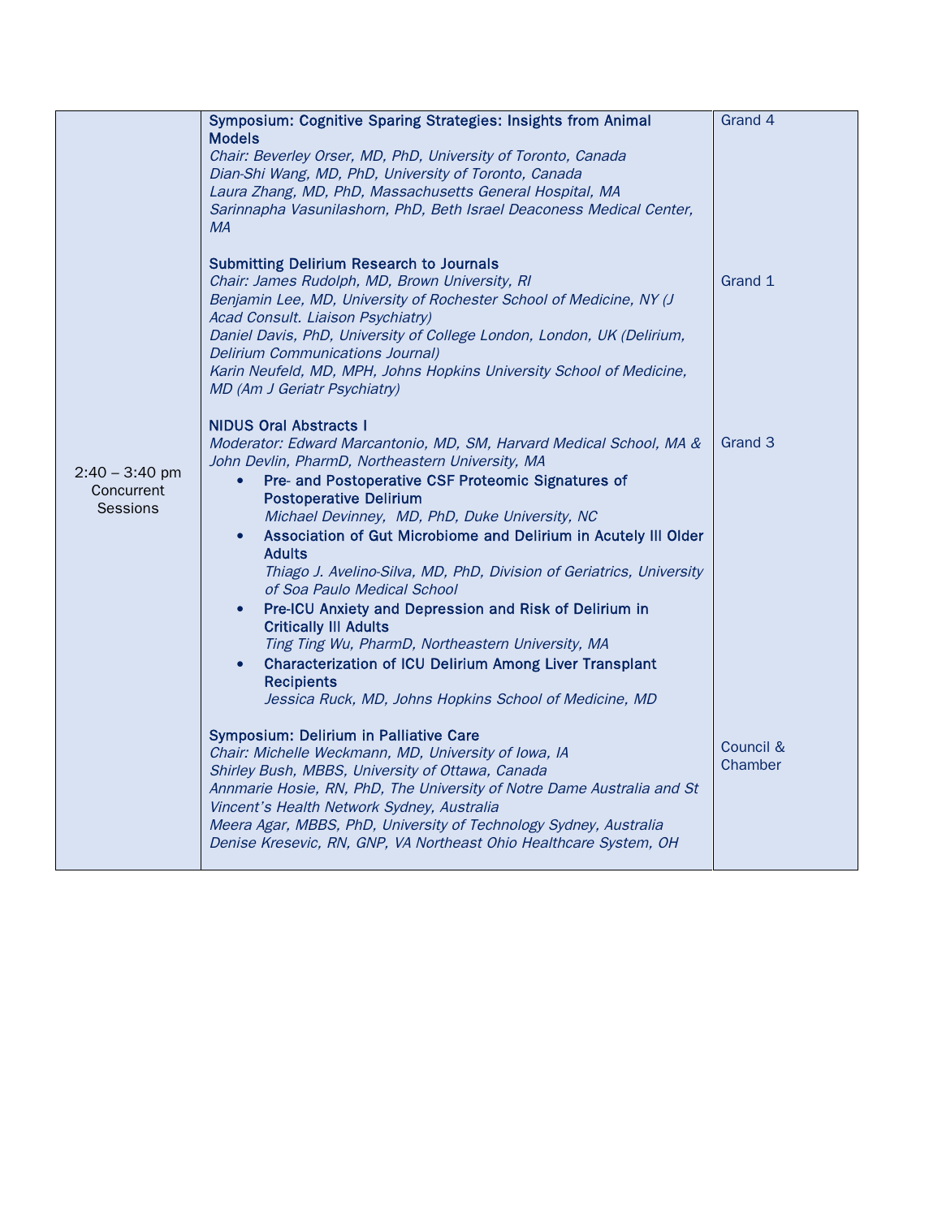| 2:40 – 3:40 pm Concurrent Sessions | **Symposium: Cognitive Sparing Strategies: Insights from Animal Models**<br>*Chair: Beverley Orser, MD, PhD, University of Toronto, Canada*<br>*Dian-Shi Wang, MD, PhD, University of Toronto, Canada*<br>*Laura Zhang, MD, PhD, Massachusetts General Hospital, MA*<br>*Sarinnapha Vasunilashorn, PhD, Beth Israel Deaconess Medical Center, MA* | Grand 4 |
|---|---|---|
| | **Submitting Delirium Research to Journals**<br>*Chair: James Rudolph, MD, Brown University, RI*<br>*Benjamin Lee, MD, University of Rochester School of Medicine, NY (J Acad Consult. Liaison Psychiatry)*<br>*Daniel Davis, PhD, University of College London, London, UK (Delirium, Delirium Communications Journal)*<br>*Karin Neufeld, MD, MPH, Johns Hopkins University School of Medicine, MD (Am J Geriatr Psychiatry)* | Grand 1 |
| | **NIDUS Oral Abstracts I**<br>*Moderator: Edward Marcantonio, MD, SM, Harvard Medical School, MA & John Devlin, PharmD, Northeastern University, MA*<br>• **Pre- and Postoperative CSF Proteomic Signatures of Postoperative Delirium**<br>*Michael Devinney, MD, PhD, Duke University, NC*<br>• **Association of Gut Microbiome and Delirium in Acutely Ill Older Adults**<br>*Thiago J. Avelino-Silva, MD, PhD, Division of Geriatrics, University of Soa Paulo Medical School*<br>• **Pre-ICU Anxiety and Depression and Risk of Delirium in Critically Ill Adults**<br>*Ting Ting Wu, PharmD, Northeastern University, MA*<br>• **Characterization of ICU Delirium Among Liver Transplant Recipients**<br>*Jessica Ruck, MD, Johns Hopkins School of Medicine, MD* | Grand 3 |
| | **Symposium: Delirium in Palliative Care**<br>*Chair: Michelle Weckmann, MD, University of Iowa, IA*<br>*Shirley Bush, MBBS, University of Ottawa, Canada*<br>*Annmarie Hosie, RN, PhD, The University of Notre Dame Australia and St Vincent's Health Network Sydney, Australia*<br>*Meera Agar, MBBS, PhD, University of Technology Sydney, Australia*<br>*Denise Kresevic, RN, GNP, VA Northeast Ohio Healthcare System, OH* | Council & Chamber |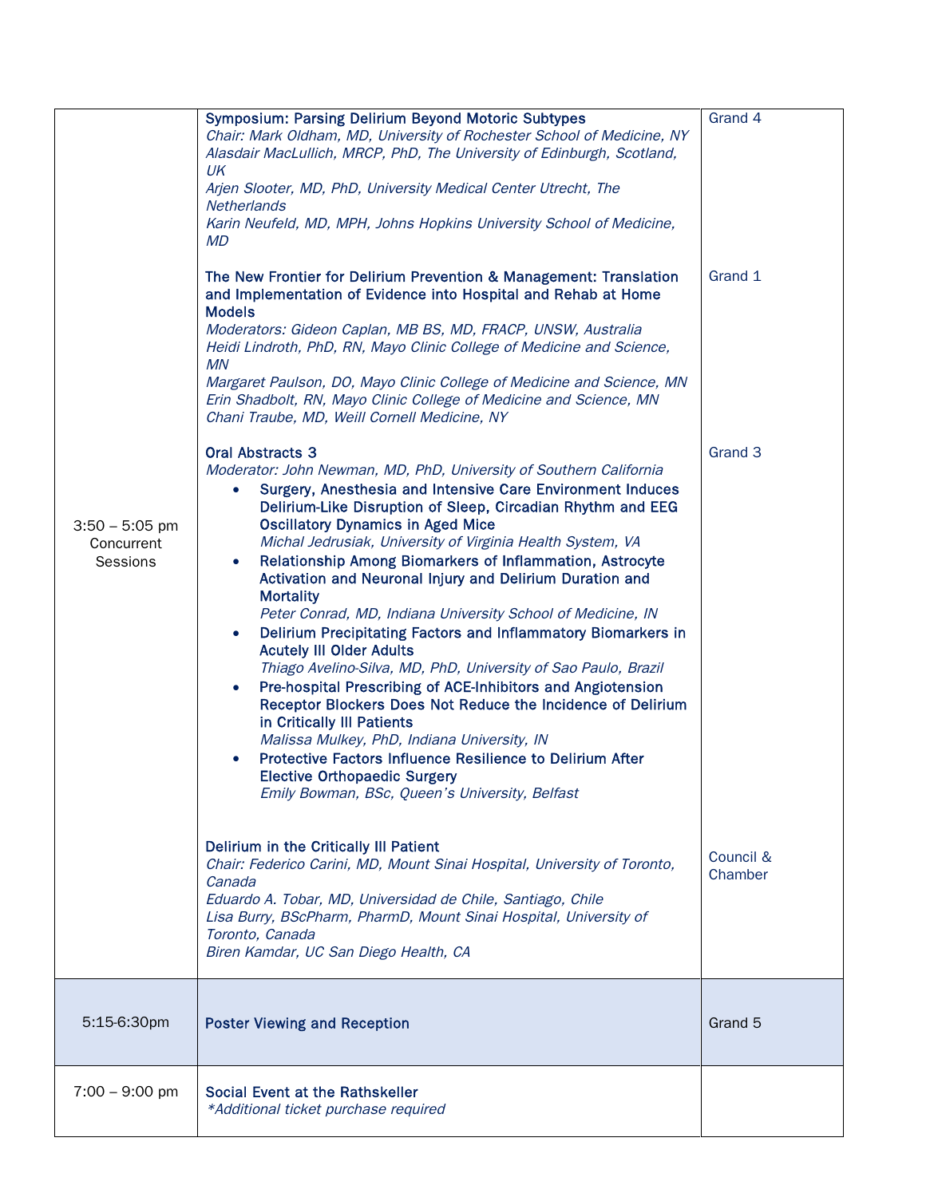| | | |
|---|---|---|
| 3:50 – 5:05 pm Concurrent Sessions | **Symposium: Parsing Delirium Beyond Motoric Subtypes**<br>*Chair: Mark Oldham, MD, University of Rochester School of Medicine, NY*<br>*Alasdair MacLullich, MRCP, PhD, The University of Edinburgh, Scotland, UK*<br>*Arjen Slooter, MD, PhD, University Medical Center Utrecht, The Netherlands*<br>*Karin Neufeld, MD, MPH, Johns Hopkins University School of Medicine, MD* | Grand 4 |
| | **The New Frontier for Delirium Prevention & Management: Translation and Implementation of Evidence into Hospital and Rehab at Home Models**<br>*Moderators: Gideon Caplan, MB BS, MD, FRACP, UNSW, Australia*<br>*Heidi Lindroth, PhD, RN, Mayo Clinic College of Medicine and Science, MN*<br>*Margaret Paulson, DO, Mayo Clinic College of Medicine and Science, MN*<br>*Erin Shadbolt, RN, Mayo Clinic College of Medicine and Science, MN*<br>*Chani Traube, MD, Weill Cornell Medicine, NY* | Grand 1 |
| | **Oral Abstracts 3**<br>*Moderator: John Newman, MD, PhD, University of Southern California*<br>• **Surgery, Anesthesia and Intensive Care Environment Induces Delirium-Like Disruption of Sleep, Circadian Rhythm and EEG Oscillatory Dynamics in Aged Mice**<br>*Michal Jedrusiak, University of Virginia Health System, VA*<br>• **Relationship Among Biomarkers of Inflammation, Astrocyte Activation and Neuronal Injury and Delirium Duration and Mortality**<br>*Peter Conrad, MD, Indiana University School of Medicine, IN*<br>• **Delirium Precipitating Factors and Inflammatory Biomarkers in Acutely Ill Older Adults**<br>*Thiago Avelino-Silva, MD, PhD, University of Sao Paulo, Brazil*<br>• **Pre-hospital Prescribing of ACE-Inhibitors and Angiotension Receptor Blockers Does Not Reduce the Incidence of Delirium in Critically Ill Patients**<br>*Malissa Mulkey, PhD, Indiana University, IN*<br>• **Protective Factors Influence Resilience to Delirium After Elective Orthopaedic Surgery**<br>*Emily Bowman, BSc, Queen's University, Belfast* | Grand 3 |
| | **Delirium in the Critically Ill Patient**<br>*Chair: Federico Carini, MD, Mount Sinai Hospital, University of Toronto, Canada*<br>*Eduardo A. Tobar, MD, Universidad de Chile, Santiago, Chile*<br>*Lisa Burry, BScPharm, PharmD, Mount Sinai Hospital, University of Toronto, Canada*<br>*Biren Kamdar, UC San Diego Health, CA* | Council & Chamber |
| 5:15-6:30pm | **Poster Viewing and Reception** | Grand 5 |
| 7:00 – 9:00 pm | **Social Event at the Rathskeller**<br>*\*Additional ticket purchase required* | |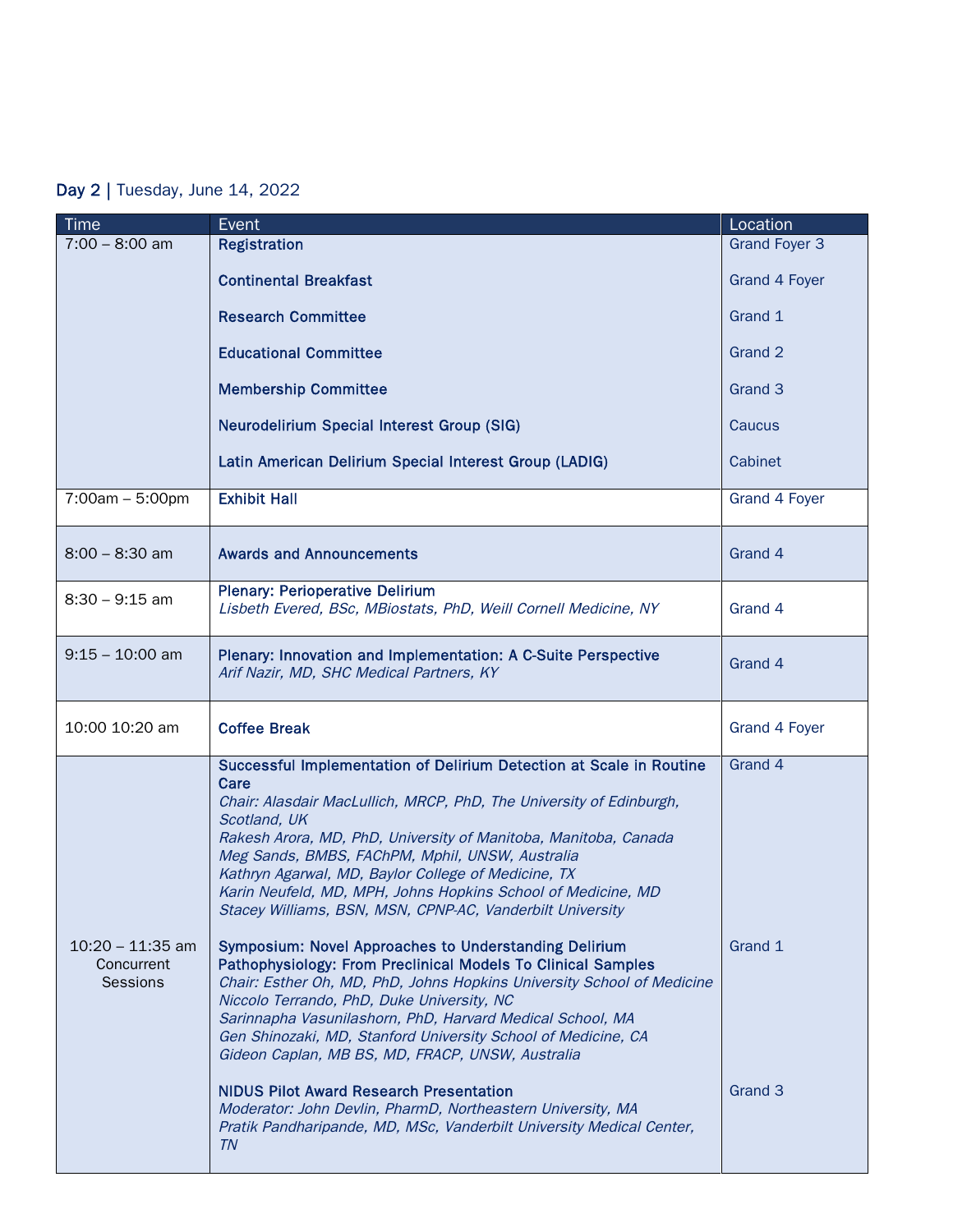**Day 2 |** Tuesday, June 14, 2022

| Time | Event | Location |
|---|---|---|
| 7:00 – 8:00 am | **Registration** | Grand Foyer 3 |
| | **Continental Breakfast** | Grand 4 Foyer |
| | **Research Committee** | Grand 1 |
| | **Educational Committee** | Grand 2 |
| | **Membership Committee** | Grand 3 |
| | **Neurodelirium Special Interest Group (SIG)** | Caucus |
| | **Latin American Delirium Special Interest Group (LADIG)** | Cabinet |
| 7:00am – 5:00pm | **Exhibit Hall** | Grand 4 Foyer |
| 8:00 – 8:30 am | **Awards and Announcements** | Grand 4 |
| 8:30 – 9:15 am | **Plenary: Perioperative Delirium**<br>*Lisbeth Evered, BSc, MBiostats, PhD, Weill Cornell Medicine, NY* | Grand 4 |
| 9:15 – 10:00 am | **Plenary: Innovation and Implementation: A C-Suite Perspective**<br>*Arif Nazir, MD, SHC Medical Partners, KY* | Grand 4 |
| 10:00 10:20 am | **Coffee Break** | Grand 4 Foyer |
| 10:20 – 11:35 am Concurrent Sessions | **Successful Implementation of Delirium Detection at Scale in Routine Care**<br>*Chair: Alasdair MacLullich, MRCP, PhD, The University of Edinburgh, Scotland, UK*<br>*Rakesh Arora, MD, PhD, University of Manitoba, Manitoba, Canada*<br>*Meg Sands, BMBS, FAChPM, Mphil, UNSW, Australia*<br>*Kathryn Agarwal, MD, Baylor College of Medicine, TX*<br>*Karin Neufeld, MD, MPH, Johns Hopkins School of Medicine, MD*<br>*Stacey Williams, BSN, MSN, CPNP-AC, Vanderbilt University* | Grand 4 |
| | **Symposium: Novel Approaches to Understanding Delirium Pathophysiology: From Preclinical Models To Clinical Samples**<br>*Chair: Esther Oh, MD, PhD, Johns Hopkins University School of Medicine*<br>*Niccolo Terrando, PhD, Duke University, NC*<br>*Sarinnapha Vasunilashorn, PhD, Harvard Medical School, MA*<br>*Gen Shinozaki, MD, Stanford University School of Medicine, CA*<br>*Gideon Caplan, MB BS, MD, FRACP, UNSW, Australia* | Grand 1 |
| | **NIDUS Pilot Award Research Presentation**<br>*Moderator: John Devlin, PharmD, Northeastern University, MA*<br>*Pratik Pandharipande, MD, MSc, Vanderbilt University Medical Center, TN* | Grand 3 |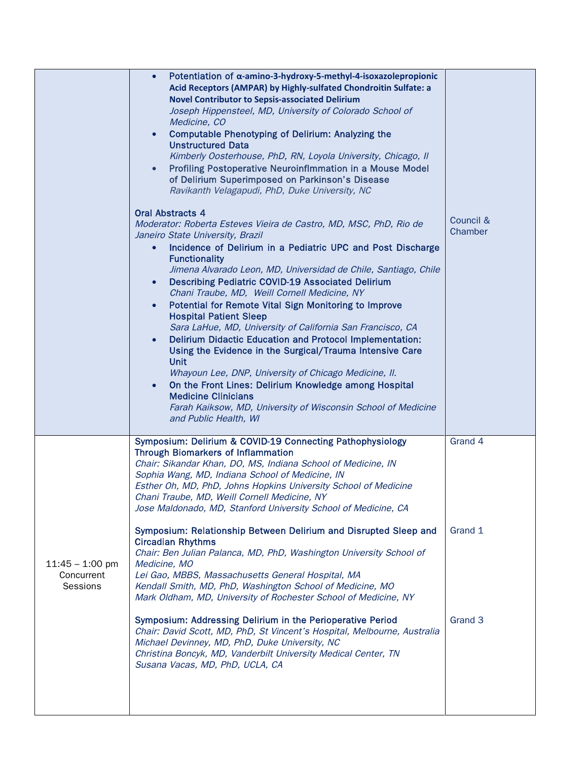| | | |
|---|---|---|
| | • **Potentiation of α-amino-3-hydroxy-5-methyl-4-isoxazolepropionic Acid Receptors (AMPAR) by Highly-sulfated Chondroitin Sulfate: a Novel Contributor to Sepsis-associated Delirium**<br>*Joseph Hippensteel, MD, University of Colorado School of Medicine, CO*<br>• **Computable Phenotyping of Delirium: Analyzing the Unstructured Data**<br>*Kimberly Oosterhouse, PhD, RN, Loyola University, Chicago, Il*<br>• **Profiling Postoperative Neuroinflmmation in a Mouse Model of Delirium Superimposed on Parkinson's Disease**<br>*Ravikanth Velagapudi, PhD, Duke University, NC*<br><br>**Oral Abstracts 4**<br>*Moderator: Roberta Esteves Vieira de Castro, MD, MSC, PhD, Rio de Janeiro State University, Brazil*<br>• **Incidence of Delirium in a Pediatric UPC and Post Discharge Functionality**<br>*Jimena Alvarado Leon, MD, Universidad de Chile, Santiago, Chile*<br>• **Describing Pediatric COVID-19 Associated Delirium**<br>*Chani Traube, MD, Weill Cornell Medicine, NY*<br>• **Potential for Remote Vital Sign Monitoring to Improve Hospital Patient Sleep**<br>*Sara LaHue, MD, University of California San Francisco, CA*<br>• **Delirium Didactic Education and Protocol Implementation: Using the Evidence in the Surgical/Trauma Intensive Care Unit**<br>*Whayoun Lee, DNP, University of Chicago Medicine, Il.*<br>• **On the Front Lines: Delirium Knowledge among Hospital Medicine Clinicians**<br>*Farah Kaiksow, MD, University of Wisconsin School of Medicine and Public Health, WI* | Council & Chamber |
| 11:45 – 1:00 pm Concurrent Sessions | **Symposium: Delirium & COVID-19 Connecting Pathophysiology Through Biomarkers of Inflammation**<br>*Chair: Sikandar Khan, DO, MS, Indiana School of Medicine, IN*<br>*Sophia Wang, MD, Indiana School of Medicine, IN*<br>*Esther Oh, MD, PhD, Johns Hopkins University School of Medicine*<br>*Chani Traube, MD, Weill Cornell Medicine, NY*<br>*Jose Maldonado, MD, Stanford University School of Medicine, CA* | Grand 4 |
| | **Symposium: Relationship Between Delirium and Disrupted Sleep and Circadian Rhythms**<br>*Chair: Ben Julian Palanca, MD, PhD, Washington University School of Medicine, MO*<br>*Lei Gao, MBBS, Massachusetts General Hospital, MA*<br>*Kendall Smith, MD, PhD, Washington School of Medicine, MO*<br>*Mark Oldham, MD, University of Rochester School of Medicine, NY* | Grand 1 |
| | **Symposium: Addressing Delirium in the Perioperative Period**<br>*Chair: David Scott, MD, PhD, St Vincent's Hospital, Melbourne, Australia*<br>*Michael Devinney, MD, PhD, Duke University, NC*<br>*Christina Boncyk, MD, Vanderbilt University Medical Center, TN*<br>*Susana Vacas, MD, PhD, UCLA, CA* | Grand 3 |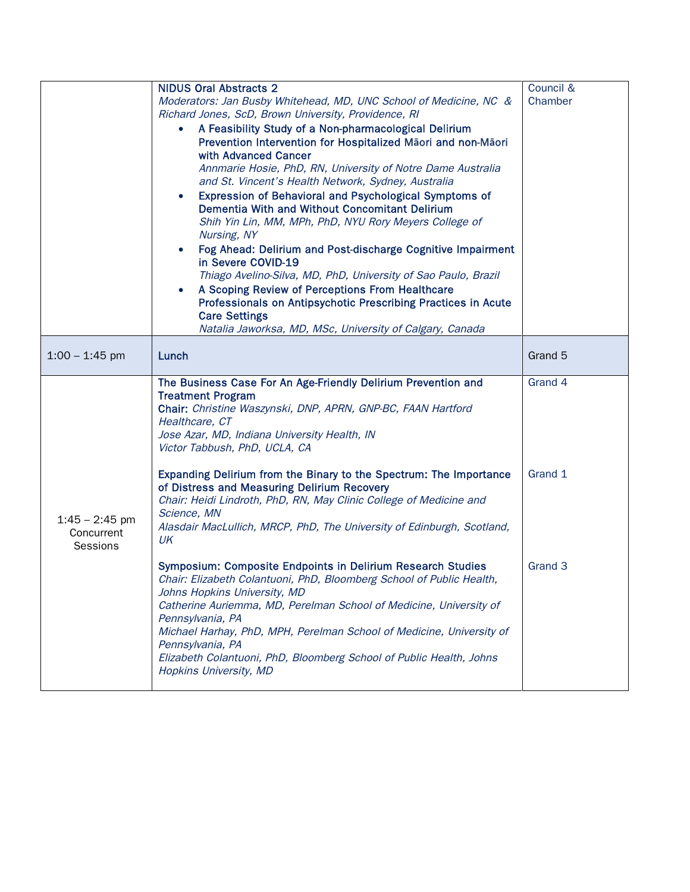| | | |
|---|---|---|
| | **NIDUS Oral Abstracts 2**<br>*Moderators: Jan Busby Whitehead, MD, UNC School of Medicine, NC & Richard Jones, ScD, Brown University, Providence, RI*<br>• **A Feasibility Study of a Non-pharmacological Delirium Prevention Intervention for Hospitalized Māori and non-Māori with Advanced Cancer**<br>*Annmarie Hosie, PhD, RN, University of Notre Dame Australia and St. Vincent's Health Network, Sydney, Australia*<br>• **Expression of Behavioral and Psychological Symptoms of Dementia With and Without Concomitant Delirium**<br>*Shih Yin Lin, MM, MPh, PhD, NYU Rory Meyers College of Nursing, NY*<br>• **Fog Ahead: Delirium and Post-discharge Cognitive Impairment in Severe COVID-19**<br>*Thiago Avelino-Silva, MD, PhD, University of Sao Paulo, Brazil*<br>• **A Scoping Review of Perceptions From Healthcare Professionals on Antipsychotic Prescribing Practices in Acute Care Settings**<br>*Natalia Jaworksa, MD, MSc, University of Calgary, Canada* | Council & Chamber |
| 1:00 – 1:45 pm | **Lunch** | Grand 5 |
| 1:45 – 2:45 pm Concurrent Sessions | **The Business Case For An Age-Friendly Delirium Prevention and Treatment Program**<br>**Chair:** *Christine Waszynski, DNP, APRN, GNP-BC, FAAN Hartford Healthcare, CT*<br>*Jose Azar, MD, Indiana University Health, IN*<br>*Victor Tabbush, PhD, UCLA, CA* | Grand 4 |
| | **Expanding Delirium from the Binary to the Spectrum: The Importance of Distress and Measuring Delirium Recovery**<br>*Chair: Heidi Lindroth, PhD, RN, May Clinic College of Medicine and Science, MN*<br>*Alasdair MacLullich, MRCP, PhD, The University of Edinburgh, Scotland, UK* | Grand 1 |
| | **Symposium: Composite Endpoints in Delirium Research Studies**<br>*Chair: Elizabeth Colantuoni, PhD, Bloomberg School of Public Health, Johns Hopkins University, MD*<br>*Catherine Auriemma, MD, Perelman School of Medicine, University of Pennsylvania, PA*<br>*Michael Harhay, PhD, MPH, Perelman School of Medicine, University of Pennsylvania, PA*<br>*Elizabeth Colantuoni, PhD, Bloomberg School of Public Health, Johns Hopkins University, MD* | Grand 3 |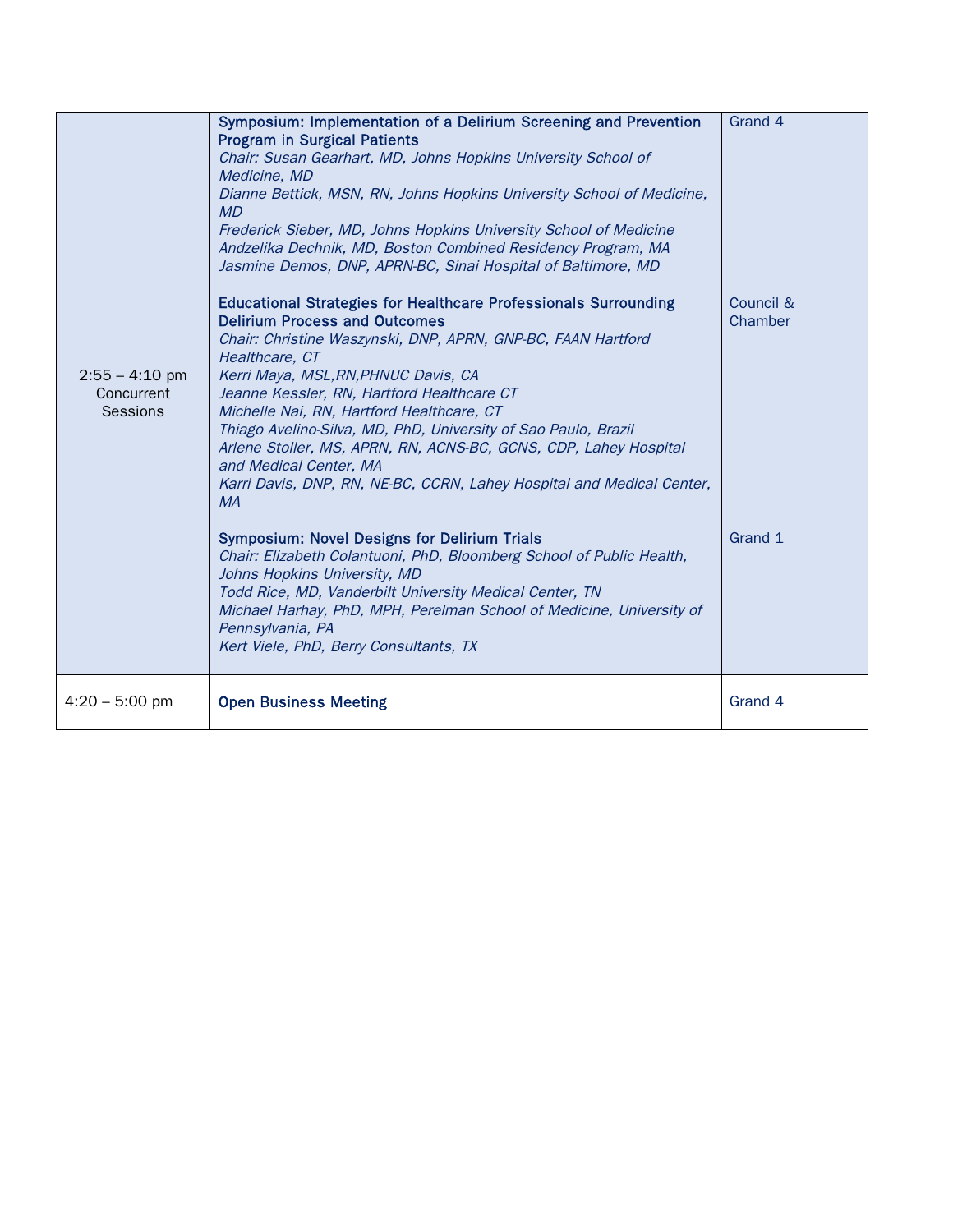| | | |
|---|---|---|
| 2:55 – 4:10 pm Concurrent Sessions | **Symposium: Implementation of a Delirium Screening and Prevention Program in Surgical Patients**<br>*Chair: Susan Gearhart, MD, Johns Hopkins University School of Medicine, MD*<br>*Dianne Bettick, MSN, RN, Johns Hopkins University School of Medicine, MD*<br>*Frederick Sieber, MD, Johns Hopkins University School of Medicine*<br>*Andzelika Dechnik, MD, Boston Combined Residency Program, MA*<br>*Jasmine Demos, DNP, APRN-BC, Sinai Hospital of Baltimore, MD* | Grand 4 |
| | **Educational Strategies for Healthcare Professionals Surrounding Delirium Process and Outcomes**<br>*Chair: Christine Waszynski, DNP, APRN, GNP-BC, FAAN Hartford Healthcare, CT*<br>*Kerri Maya, MSL,RN,PHNUC Davis, CA*<br>*Jeanne Kessler, RN, Hartford Healthcare CT*<br>*Michelle Nai, RN, Hartford Healthcare, CT*<br>*Thiago Avelino-Silva, MD, PhD, University of Sao Paulo, Brazil*<br>*Arlene Stoller, MS, APRN, RN, ACNS-BC, GCNS, CDP, Lahey Hospital and Medical Center, MA*<br>*Karri Davis, DNP, RN, NE-BC, CCRN, Lahey Hospital and Medical Center, MA* | Council & Chamber |
| | **Symposium: Novel Designs for Delirium Trials**<br>*Chair: Elizabeth Colantuoni, PhD, Bloomberg School of Public Health, Johns Hopkins University, MD*<br>*Todd Rice, MD, Vanderbilt University Medical Center, TN*<br>*Michael Harhay, PhD, MPH, Perelman School of Medicine, University of Pennsylvania, PA*<br>*Kert Viele, PhD, Berry Consultants, TX* | Grand 1 |
| 4:20 – 5:00 pm | **Open Business Meeting** | Grand 4 |